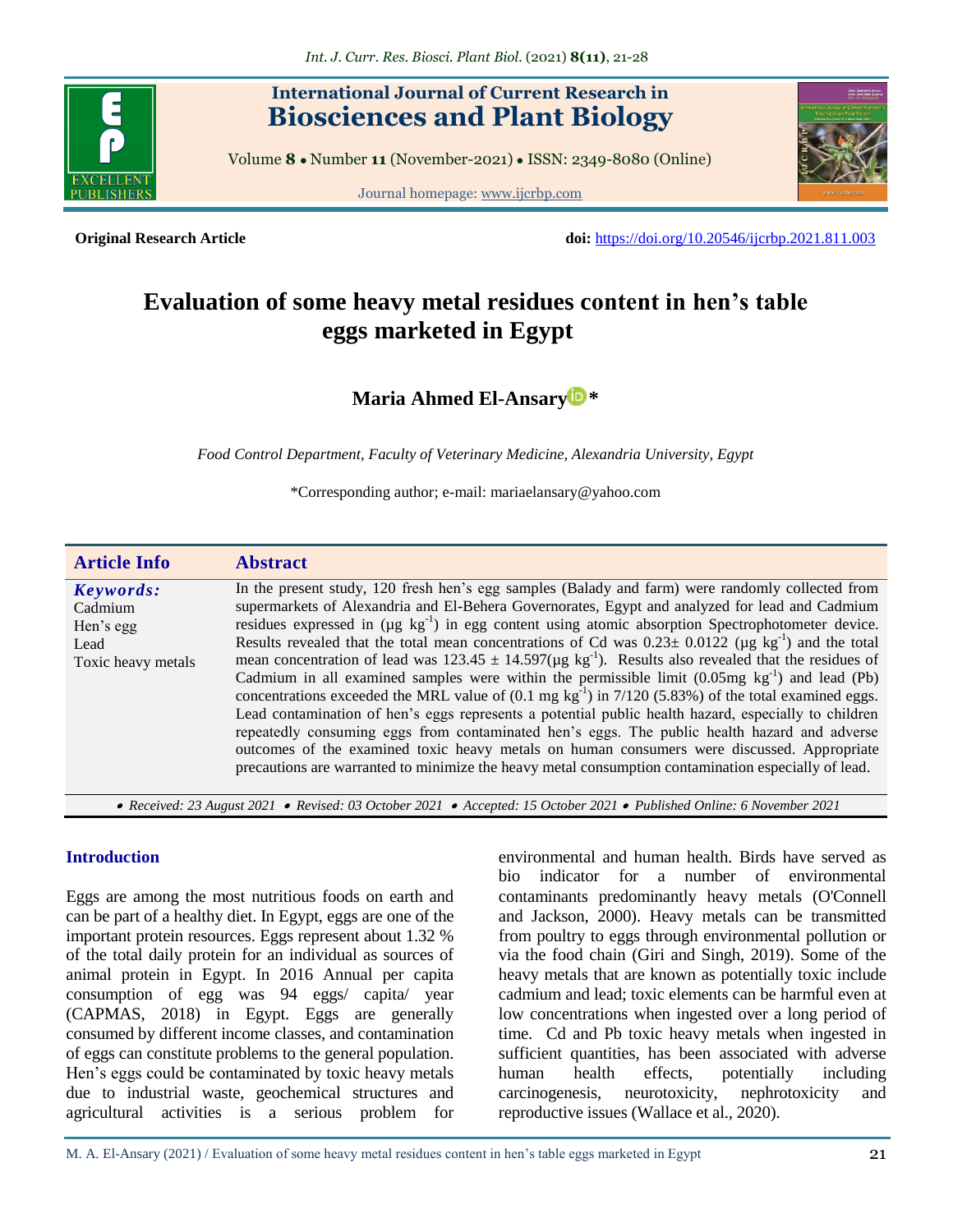**Original Research Article**

**doi:** https://doi.org/10.20546/ijcrbp.2021.811.003

# Evaluation of some heavy metal residues content in hen's table eggs marketed in Egypt

**Maria Ahmed El-Ansary***

*Food Control Department, Faculty of Veterinary Medicine, Alexandria University, Egypt*

*Corresponding author; e-mail: mariaelansary@yahoo.com

## Article Info

***Keywords:***
Cadmium
Hen's egg
Lead
Toxic heavy metals

## Abstract

In the present study, 120 fresh hen's egg samples (Balady and farm) were randomly collected from supermarkets of Alexandria and El-Behera Governorates, Egypt and analyzed for lead and Cadmium residues expressed in (µg $kg^{-1}$) in egg content using atomic absorption Spectrophotometer device. Results revealed that the total mean concentrations of Cd was 0.23± 0.0122 (µg $kg^{-1}$) and the total mean concentration of lead was 123.45 ± 14.597(µg $kg^{-1}$). Results also revealed that the residues of Cadmium in all examined samples were within the permissible limit (0.05mg $kg^{-1}$) and lead (Pb) concentrations exceeded the MRL value of (0.1 mg $kg^{-1}$) in 7/120 (5.83%) of the total examined eggs. Lead contamination of hen's eggs represents a potential public health hazard, especially to children repeatedly consuming eggs from contaminated hen's eggs. The public health hazard and adverse outcomes of the examined toxic heavy metals on human consumers were discussed. Appropriate precautions are warranted to minimize the heavy metal consumption contamination especially of lead.

*• Received: 23 August 2021 • Revised: 03 October 2021 • Accepted: 15 October 2021 • Published Online: 6 November 2021*

## Introduction

Eggs are among the most nutritious foods on earth and can be part of a healthy diet. In Egypt, eggs are one of the important protein resources. Eggs represent about 1.32 % of the total daily protein for an individual as sources of animal protein in Egypt. In 2016 Annual per capita consumption of egg was 94 eggs/ capita/ year (CAPMAS, 2018) in Egypt. Eggs are generally consumed by different income classes, and contamination of eggs can constitute problems to the general population. Hen's eggs could be contaminated by toxic heavy metals due to industrial waste, geochemical structures and agricultural activities is a serious problem for environmental and human health. Birds have served as bio indicator for a number of environmental contaminants predominantly heavy metals (O'Connell and Jackson, 2000). Heavy metals can be transmitted from poultry to eggs through environmental pollution or via the food chain (Giri and Singh, 2019). Some of the heavy metals that are known as potentially toxic include cadmium and lead; toxic elements can be harmful even at low concentrations when ingested over a long period of time. Cd and Pb toxic heavy metals when ingested in sufficient quantities, has been associated with adverse human health effects, potentially including carcinogenesis, neurotoxicity, nephrotoxicity and reproductive issues (Wallace et al., 2020).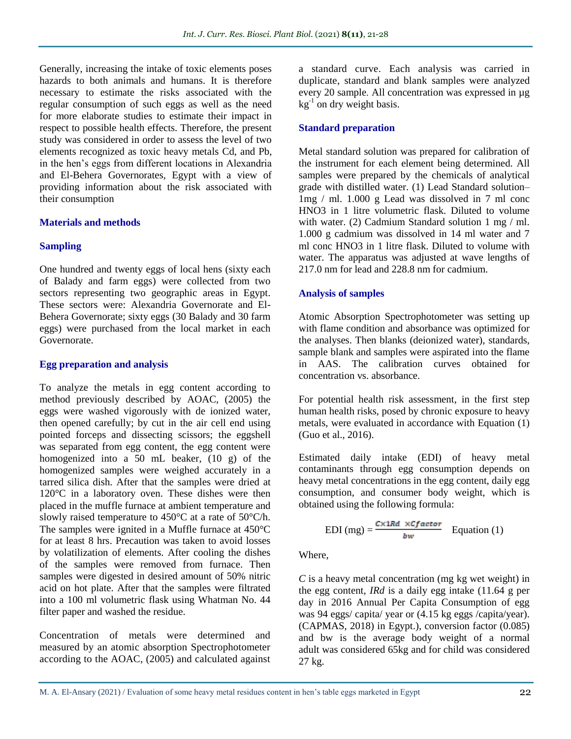Generally, increasing the intake of toxic elements poses hazards to both animals and humans. It is therefore necessary to estimate the risks associated with the regular consumption of such eggs as well as the need for more elaborate studies to estimate their impact in respect to possible health effects. Therefore, the present study was considered in order to assess the level of two elements recognized as toxic heavy metals Cd, and Pb, in the hen's eggs from different locations in Alexandria and El-Behera Governorates, Egypt with a view of providing information about the risk associated with their consumption

## Materials and methods

### Sampling

One hundred and twenty eggs of local hens (sixty each of Balady and farm eggs) were collected from two sectors representing two geographic areas in Egypt. These sectors were: Alexandria Governorate and El-Behera Governorate; sixty eggs (30 Balady and 30 farm eggs) were purchased from the local market in each Governorate.

### Egg preparation and analysis

To analyze the metals in egg content according to method previously described by AOAC, (2005) the eggs were washed vigorously with de ionized water, then opened carefully; by cut in the air cell end using pointed forceps and dissecting scissors; the eggshell was separated from egg content, the egg content were homogenized into a 50 mL beaker, (10 g) of the homogenized samples were weighed accurately in a tarred silica dish. After that the samples were dried at 120°C in a laboratory oven. These dishes were then placed in the muffle furnace at ambient temperature and slowly raised temperature to 450°C at a rate of 50°C/h. The samples were ignited in a Muffle furnace at 450°C for at least 8 hrs. Precaution was taken to avoid losses by volatilization of elements. After cooling the dishes of the samples were removed from furnace. Then samples were digested in desired amount of 50% nitric acid on hot plate. After that the samples were filtrated into a 100 ml volumetric flask using Whatman No. 44 filter paper and washed the residue.

Concentration of metals were determined and measured by an atomic absorption Spectrophotometer according to the AOAC, (2005) and calculated against a standard curve. Each analysis was carried in duplicate, standard and blank samples were analyzed every 20 sample. All concentration was expressed in µg $kg^{-1}$ on dry weight basis.

### Standard preparation

Metal standard solution was prepared for calibration of the instrument for each element being determined. All samples were prepared by the chemicals of analytical grade with distilled water. (1) Lead Standard solution– 1mg / ml. 1.000 g Lead was dissolved in 7 ml conc $HNO_3$ in 1 litre volumetric flask. Diluted to volume with water. (2) Cadmium Standard solution 1 mg / ml. 1.000 g cadmium was dissolved in 14 ml water and 7 ml conc $HNO_3$ in 1 litre flask. Diluted to volume with water. The apparatus was adjusted at wave lengths of 217.0 nm for lead and 228.8 nm for cadmium.

### Analysis of samples

Atomic Absorption Spectrophotometer was setting up with flame condition and absorbance was optimized for the analyses. Then blanks (deionized water), standards, sample blank and samples were aspirated into the flame in AAS. The calibration curves obtained for concentration vs. absorbance.

For potential health risk assessment, in the first step human health risks, posed by chronic exposure to heavy metals, were evaluated in accordance with Equation (1) (Guo et al., 2016).

Estimated daily intake (EDI) of heavy metal contaminants through egg consumption depends on heavy metal concentrations in the egg content, daily egg consumption, and consumer body weight, which is obtained using the following formula:

$$\text{EDI (mg)} = \frac{C \times 1Rd \ \times Cfactor}{bw} \quad \text{Equation (1)}$$

Where,

*C* is a heavy metal concentration (mg kg wet weight) in the egg content, *IRd* is a daily egg intake (11.64 g per day in 2016 Annual Per Capita Consumption of egg was 94 eggs/ capita/ year or (4.15 kg eggs /capita/year). (CAPMAS, 2018) in Egypt.), conversion factor (0.085) and bw is the average body weight of a normal adult was considered 65kg and for child was considered 27 kg.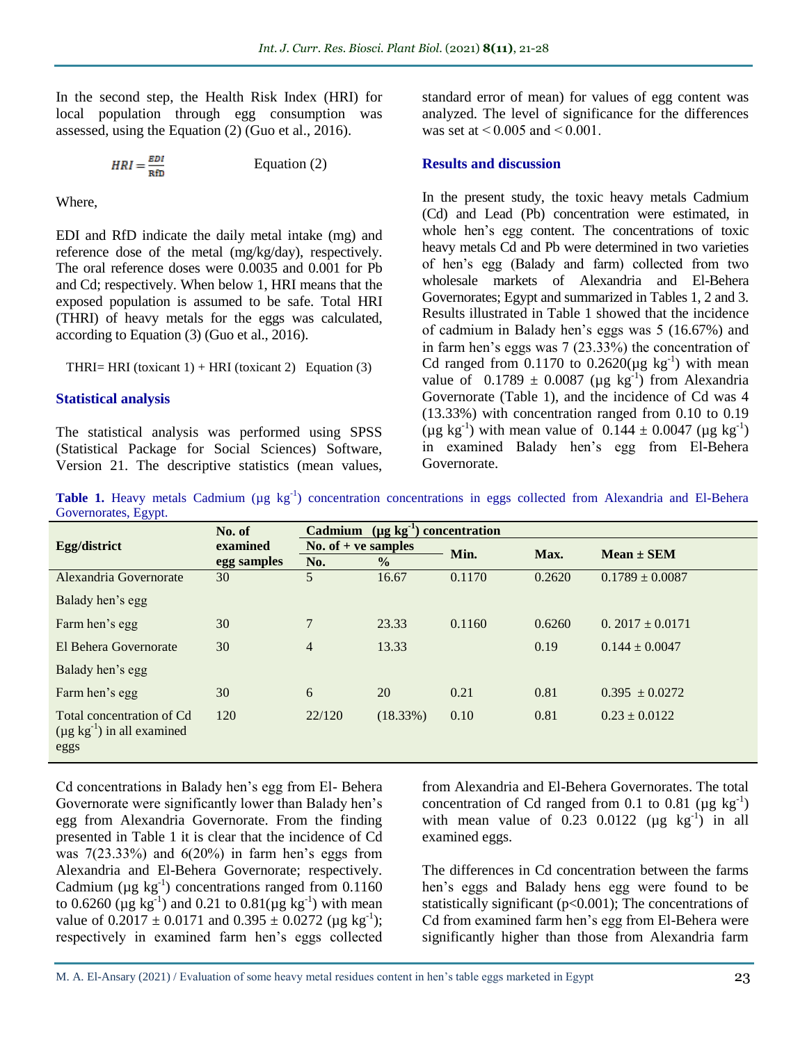In the second step, the Health Risk Index (HRI) for local population through egg consumption was assessed, using the Equation (2) (Guo et al., 2016).

$$HRI = \frac{EDI}{RfD} \qquad \text{Equation (2)}$$

Where,

EDI and RfD indicate the daily metal intake (mg) and reference dose of the metal (mg/kg/day), respectively. The oral reference doses were 0.0035 and 0.001 for Pb and Cd; respectively. When below 1, HRI means that the exposed population is assumed to be safe. Total HRI (THRI) of heavy metals for the eggs was calculated, according to Equation (3) (Guo et al., 2016).

THRI= HRI (toxicant 1) + HRI (toxicant 2) Equation (3)

### Statistical analysis

The statistical analysis was performed using SPSS (Statistical Package for Social Sciences) Software, Version 21. The descriptive statistics (mean values, standard error of mean) for values of egg content was analyzed. The level of significance for the differences was set at < 0.005 and < 0.001.

### Results and discussion

In the present study, the toxic heavy metals Cadmium (Cd) and Lead (Pb) concentration were estimated, in whole hen's egg content. The concentrations of toxic heavy metals Cd and Pb were determined in two varieties of hen's egg (Balady and farm) collected from two wholesale markets of Alexandria and El-Behera Governorates; Egypt and summarized in Tables 1, 2 and 3. Results illustrated in Table 1 showed that the incidence of cadmium in Balady hen's eggs was 5 (16.67%) and in farm hen's eggs was 7 (23.33%) the concentration of Cd ranged from 0.1170 to 0.2620(µg $kg^{-1}$) with mean value of 0.1789 ± 0.0087 (µg $kg^{-1}$) from Alexandria Governorate (Table 1), and the incidence of Cd was 4 (13.33%) with concentration ranged from 0.10 to 0.19 (µg $kg^{-1}$) with mean value of 0.144 ± 0.0047 (µg $kg^{-1}$) in examined Balady hen's egg from El-Behera Governorate.

**Table 1.** Heavy metals Cadmium (µg $kg^{-1}$) concentration concentrations in eggs collected from Alexandria and El-Behera Governorates, Egypt.

| Egg/district | No. of examined egg samples | Cadmium (µg $kg^{-1}$) concentration | | | | |
|---|---|---|---|---|---|---|
| | | No. of + ve samples | | Min. | Max. | Mean ± SEM |
| | | No. | % | | | |
| Alexandria Governorate Balady hen's egg | 30 | 5 | 16.67 | 0.1170 | 0.2620 | 0.1789 ± 0.0087 |
| Farm hen's egg | 30 | 7 | 23.33 | 0.1160 | 0.6260 | 0. 2017 ± 0.0171 |
| El Behera Governorate Balady hen's egg | 30 | 4 | 13.33 | | 0.19 | 0.144 ± 0.0047 |
| Farm hen's egg | 30 | 6 | 20 | 0.21 | 0.81 | 0.395 ± 0.0272 |
| Total concentration of Cd (µg $kg^{-1}$) in all examined eggs | 120 | 22/120 | (18.33%) | 0.10 | 0.81 | 0.23 ± 0.0122 |

Cd concentrations in Balady hen's egg from El- Behera Governorate were significantly lower than Balady hen's egg from Alexandria Governorate. From the finding presented in Table 1 it is clear that the incidence of Cd was 7(23.33%) and 6(20%) in farm hen's eggs from Alexandria and El-Behera Governorate; respectively. Cadmium (µg $kg^{-1}$) concentrations ranged from 0.1160 to 0.6260 (µg $kg^{-1}$) and 0.21 to 0.81(µg $kg^{-1}$) with mean value of 0.2017 ± 0.0171 and 0.395 ± 0.0272 (µg $kg^{-1}$); respectively in examined farm hen's eggs collected from Alexandria and El-Behera Governorates. The total concentration of Cd ranged from 0.1 to 0.81 (µg $kg^{-1}$) with mean value of 0.23 0.0122 (µg $kg^{-1}$) in all examined eggs.

The differences in Cd concentration between the farms hen's eggs and Balady hens egg were found to be statistically significant ($p<0.001$); The concentrations of Cd from examined farm hen's egg from El-Behera were significantly higher than those from Alexandria farm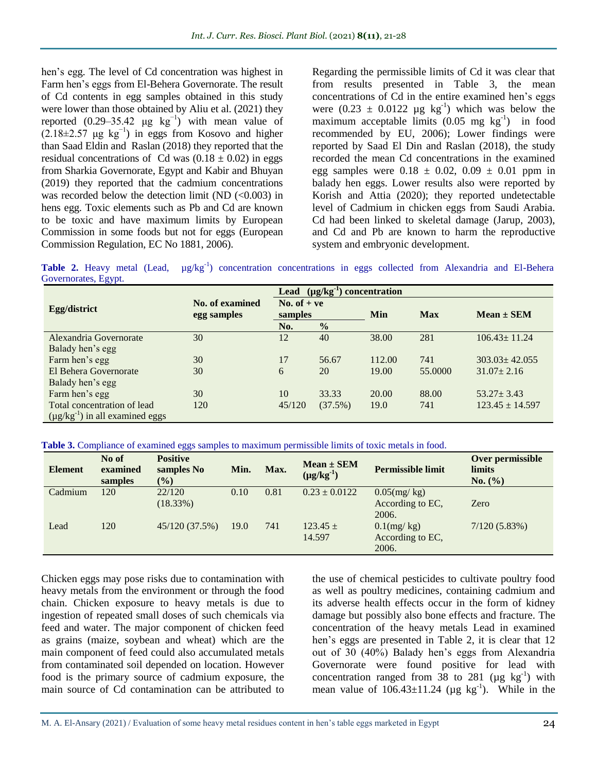hen's egg. The level of Cd concentration was highest in Farm hen's eggs from El-Behera Governorate. The result of Cd contents in egg samples obtained in this study were lower than those obtained by Aliu et al. (2021) they reported (0.29–35.42 μg $kg^{-1}$) with mean value of (2.18±2.57 μg $kg^{-1}$) in eggs from Kosovo and higher than Saad Eldin and Raslan (2018) they reported that the residual concentrations of Cd was (0.18 ± 0.02) in eggs from Sharkia Governorate, Egypt and Kabir and Bhuyan (2019) they reported that the cadmium concentrations was recorded below the detection limit (ND (<0.003) in hens egg. Toxic elements such as Pb and Cd are known to be toxic and have maximum limits by European Commission in some foods but not for eggs (European Commission Regulation, EC No 1881, 2006).

Regarding the permissible limits of Cd it was clear that from results presented in Table 3, the mean concentrations of Cd in the entire examined hen's eggs were (0.23 ± 0.0122 μg $kg^{-1}$) which was below the maximum acceptable limits (0.05 mg $kg^{-1}$) in food recommended by EU, 2006); Lower findings were reported by Saad El Din and Raslan (2018), the study recorded the mean Cd concentrations in the examined egg samples were 0.18 ± 0.02, 0.09 ± 0.01 ppm in balady hen eggs. Lower results also were reported by Korish and Attia (2020); they reported undetectable level of Cadmium in chicken eggs from Saudi Arabia. Cd had been linked to skeletal damage (Jarup, 2003), and Cd and Pb are known to harm the reproductive system and embryonic development.

**Table 2.** Heavy metal (Lead, μg/$kg^{-1}$) concentration concentrations in eggs collected from Alexandria and El-Behera Governorates, Egypt.

| Egg/district | No. of examined egg samples | Lead (μg/$kg^{-1}$) concentration | | | | |
|---|---|---|---|---|---|---|
| | | No. of + ve samples | | Min | Max | Mean ± SEM |
| | | No. | % | | | |
| Alexandria Governorate Balady hen's egg | 30 | 12 | 40 | 38.00 | 281 | 106.43± 11.24 |
| Farm hen's egg | 30 | 17 | 56.67 | 112.00 | 741 | 303.03± 42.055 |
| El Behera Governorate Balady hen's egg | 30 | 6 | 20 | 19.00 | 55.0000 | 31.07± 2.16 |
| Farm hen's egg | 30 | 10 | 33.33 | 20.00 | 88.00 | 53.27± 3.43 |
| Total concentration of lead (μg/$kg^{-1}$) in all examined eggs | 120 | 45/120 | (37.5%) | 19.0 | 741 | 123.45 ± 14.597 |

**Table 3.** Compliance of examined eggs samples to maximum permissible limits of toxic metals in food.

| Element | No of examined samples | Positive samples No (%) | Min. | Max. | Mean ± SEM (μg/$kg^{-1}$) | Permissible limit | Over permissible limits No. (%) |
|---|---|---|---|---|---|---|---|
| Cadmium | 120 | 22/120 (18.33%) | 0.10 | 0.81 | 0.23 ± 0.0122 | 0.05(mg/ kg) According to EC, 2006. | Zero |
| Lead | 120 | 45/120 (37.5%) | 19.0 | 741 | 123.45 ± 14.597 | 0.1(mg/ kg) According to EC, 2006. | 7/120 (5.83%) |

Chicken eggs may pose risks due to contamination with heavy metals from the environment or through the food chain. Chicken exposure to heavy metals is due to ingestion of repeated small doses of such chemicals via feed and water. The major component of chicken feed as grains (maize, soybean and wheat) which are the main component of feed could also accumulated metals from contaminated soil depended on location. However food is the primary source of cadmium exposure, the main source of Cd contamination can be attributed to the use of chemical pesticides to cultivate poultry food as well as poultry medicines, containing cadmium and its adverse health effects occur in the form of kidney damage but possibly also bone effects and fracture. The concentration of the heavy metals Lead in examined hen's eggs are presented in Table 2, it is clear that 12 out of 30 (40%) Balady hen's eggs from Alexandria Governorate were found positive for lead with concentration ranged from 38 to 281 (μg $kg^{-1}$) with mean value of 106.43±11.24 (μg $kg^{-1}$). While in the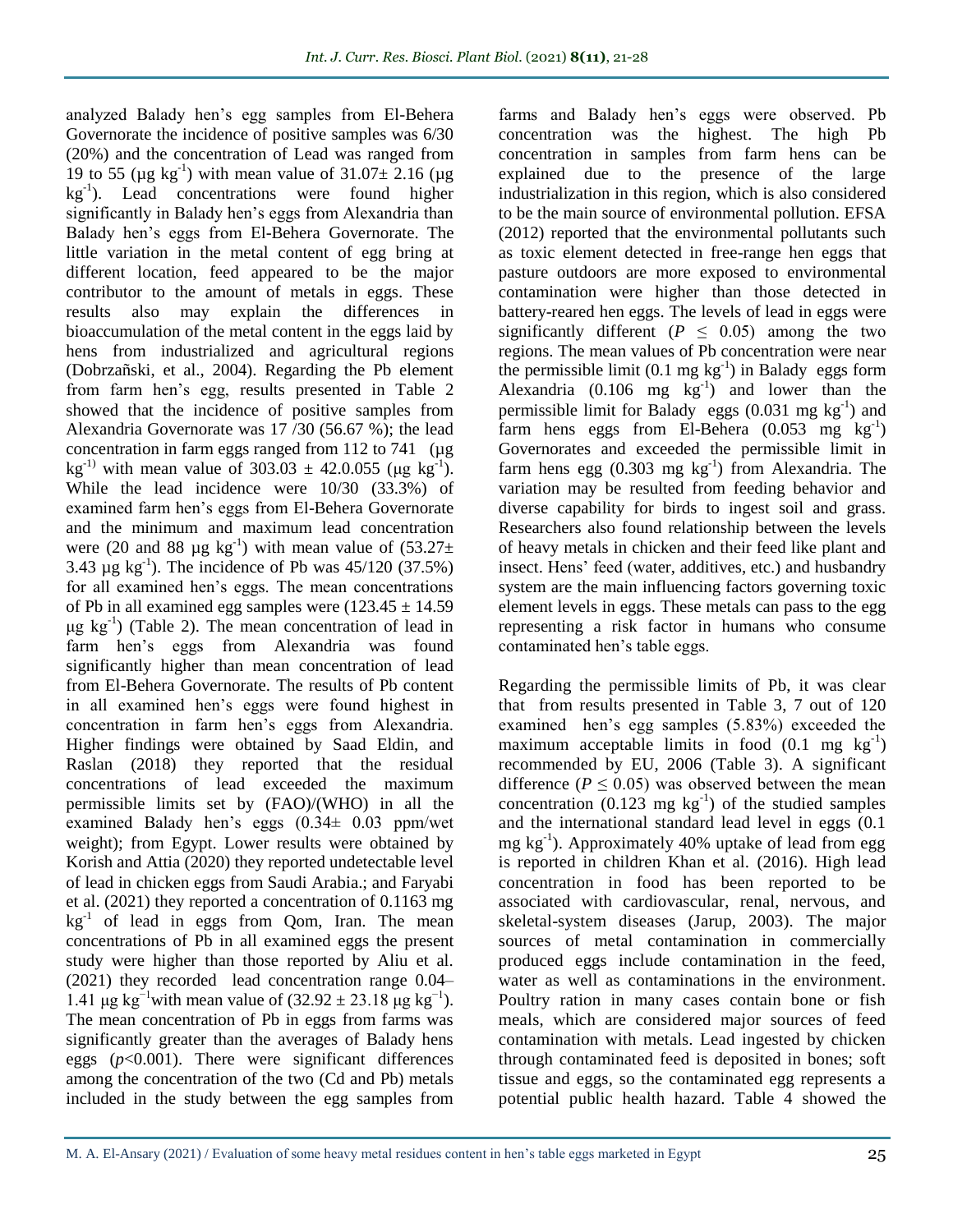analyzed Balady hen's egg samples from El-Behera Governorate the incidence of positive samples was 6/30 (20%) and the concentration of Lead was ranged from 19 to 55 (µg $kg^{-1}$) with mean value of 31.07± 2.16 (µg $kg^{-1}$). Lead concentrations were found higher significantly in Balady hen's eggs from Alexandria than Balady hen's eggs from El-Behera Governorate. The little variation in the metal content of egg bring at different location, feed appeared to be the major contributor to the amount of metals in eggs. These results also may explain the differences in bioaccumulation of the metal content in the eggs laid by hens from industrialized and agricultural regions (Dobrzañski, et al., 2004). Regarding the Pb element from farm hen's egg, results presented in Table 2 showed that the incidence of positive samples from Alexandria Governorate was 17 /30 (56.67 %); the lead concentration in farm eggs ranged from 112 to 741 (µg $kg^{-1)}$ with mean value of 303.03 ± 42.0.055 (µg $kg^{-1}$). While the lead incidence were 10/30 (33.3%) of examined farm hen's eggs from El-Behera Governorate and the minimum and maximum lead concentration were (20 and 88 µg $kg^{-1}$) with mean value of (53.27± 3.43 µg $kg^{-1}$). The incidence of Pb was 45/120 (37.5%) for all examined hen's eggs. The mean concentrations of Pb in all examined egg samples were (123.45 ± 14.59 µg $kg^{-1}$) (Table 2). The mean concentration of lead in farm hen's eggs from Alexandria was found significantly higher than mean concentration of lead from El-Behera Governorate. The results of Pb content in all examined hen's eggs were found highest in concentration in farm hen's eggs from Alexandria. Higher findings were obtained by Saad Eldin, and Raslan (2018) they reported that the residual concentrations of lead exceeded the maximum permissible limits set by (FAO)/(WHO) in all the examined Balady hen's eggs (0.34± 0.03 ppm/wet weight); from Egypt. Lower results were obtained by Korish and Attia (2020) they reported undetectable level of lead in chicken eggs from Saudi Arabia.; and Faryabi et al. (2021) they reported a concentration of 0.1163 mg $kg^{-1}$ of lead in eggs from Qom, Iran. The mean concentrations of Pb in all examined eggs the present study were higher than those reported by Aliu et al. (2021) they recorded lead concentration range 0.04–1.41 µg $kg^{-1}$with mean value of (32.92 ± 23.18 µg $kg^{-1}$). The mean concentration of Pb in eggs from farms was significantly greater than the averages of Balady hens eggs ($p$<0.001). There were significant differences among the concentration of the two (Cd and Pb) metals included in the study between the egg samples from farms and Balady hen's eggs were observed. Pb concentration was the highest. The high Pb concentration in samples from farm hens can be explained due to the presence of the large industrialization in this region, which is also considered to be the main source of environmental pollution. EFSA (2012) reported that the environmental pollutants such as toxic element detected in free-range hen eggs that pasture outdoors are more exposed to environmental contamination were higher than those detected in battery-reared hen eggs. The levels of lead in eggs were significantly different ($P \leq 0.05$) among the two regions. The mean values of Pb concentration were near the permissible limit (0.1 mg $kg^{-1}$) in Balady eggs form Alexandria (0.106 mg $kg^{-1}$) and lower than the permissible limit for Balady eggs (0.031 mg $kg^{-1}$) and farm hens eggs from El-Behera (0.053 mg $kg^{-1}$) Governorates and exceeded the permissible limit in farm hens egg (0.303 mg $kg^{-1}$) from Alexandria. The variation may be resulted from feeding behavior and diverse capability for birds to ingest soil and grass. Researchers also found relationship between the levels of heavy metals in chicken and their feed like plant and insect. Hens' feed (water, additives, etc.) and husbandry system are the main influencing factors governing toxic element levels in eggs. These metals can pass to the egg representing a risk factor in humans who consume contaminated hen's table eggs.

Regarding the permissible limits of Pb, it was clear that from results presented in Table 3, 7 out of 120 examined hen's egg samples (5.83%) exceeded the maximum acceptable limits in food (0.1 mg $kg^{-1}$) recommended by EU, 2006 (Table 3). A significant difference ($P \leq 0.05$) was observed between the mean concentration (0.123 mg $kg^{-1}$) of the studied samples and the international standard lead level in eggs (0.1 mg $kg^{-1}$). Approximately 40% uptake of lead from egg is reported in children Khan et al. (2016). High lead concentration in food has been reported to be associated with cardiovascular, renal, nervous, and skeletal-system diseases (Jarup, 2003). The major sources of metal contamination in commercially produced eggs include contamination in the feed, water as well as contaminations in the environment. Poultry ration in many cases contain bone or fish meals, which are considered major sources of feed contamination with metals. Lead ingested by chicken through contaminated feed is deposited in bones; soft tissue and eggs, so the contaminated egg represents a potential public health hazard. Table 4 showed the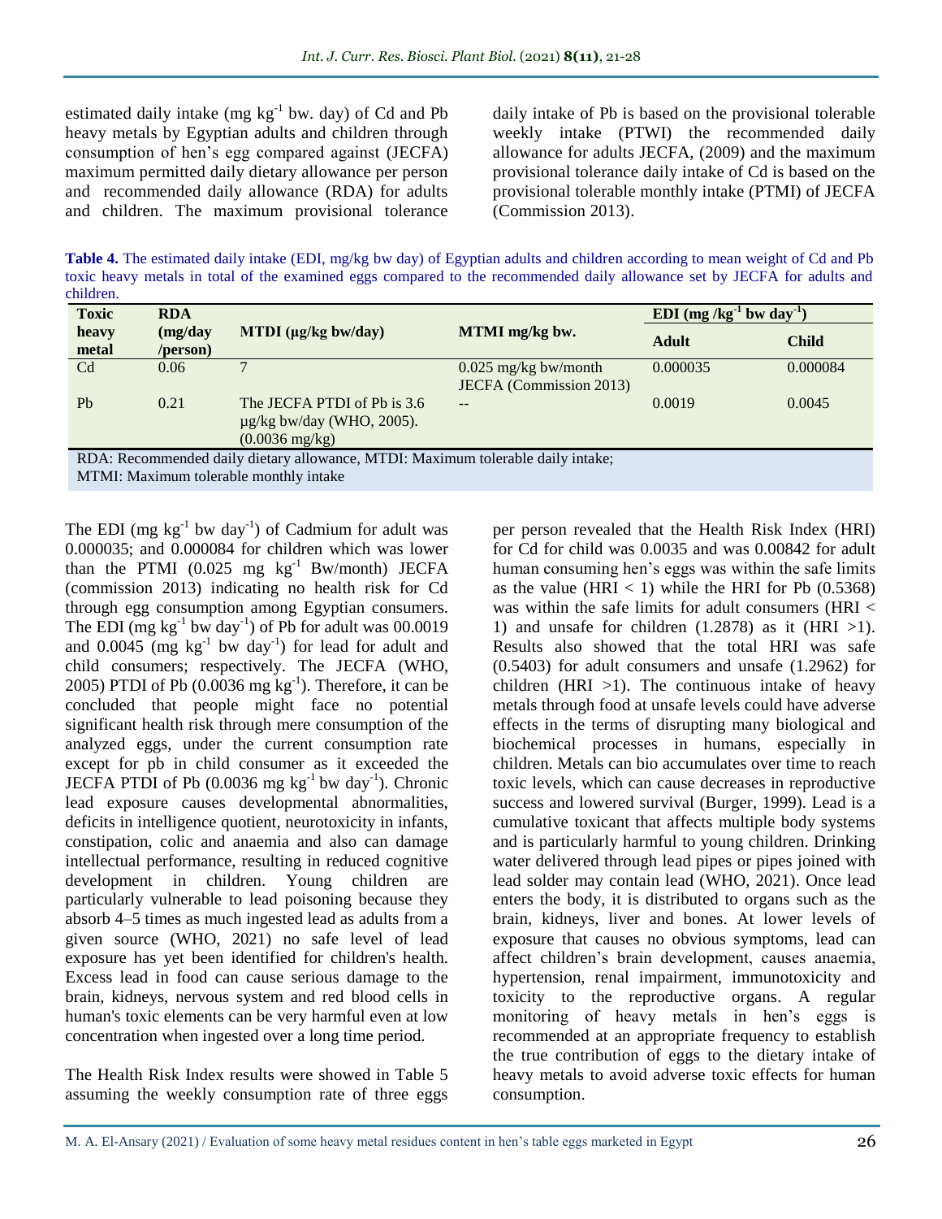estimated daily intake (mg $kg^{-1}$ bw. day) of Cd and Pb heavy metals by Egyptian adults and children through consumption of hen's egg compared against (JECFA) maximum permitted daily dietary allowance per person and recommended daily allowance (RDA) for adults and children. The maximum provisional tolerance daily intake of Pb is based on the provisional tolerable weekly intake (PTWI) the recommended daily allowance for adults JECFA, (2009) and the maximum provisional tolerance daily intake of Cd is based on the provisional tolerable monthly intake (PTMI) of JECFA (Commission 2013).

**Table 4.** The estimated daily intake (EDI, mg/kg bw day) of Egyptian adults and children according to mean weight of Cd and Pb toxic heavy metals in total of the examined eggs compared to the recommended daily allowance set by JECFA for adults and children.

| Toxic heavy metal | RDA (mg/day /person) | MTDI (µg/kg bw/day) | MTMI mg/kg bw. | EDI (mg $/kg^{-1}$ bw $day^{-1}$) | |
|---|---|---|---|---|---|
| | | | | Adult | Child |
| Cd | 0.06 | 7 | 0.025 mg/kg bw/month JECFA (Commission 2013) | 0.000035 | 0.000084 |
| Pb | 0.21 | The JECFA PTDI of Pb is 3.6 µg/kg bw/day (WHO, 2005). (0.0036 mg/kg) | -- | 0.0019 | 0.0045 |

RDA: Recommended daily dietary allowance, MTDI: Maximum tolerable daily intake;
MTMI: Maximum tolerable monthly intake

The EDI (mg $kg^{-1}$ bw $day^{-1}$) of Cadmium for adult was 0.000035; and 0.000084 for children which was lower than the PTMI (0.025 mg $kg^{-1}$ Bw/month) JECFA (commission 2013) indicating no health risk for Cd through egg consumption among Egyptian consumers. The EDI (mg $kg^{-1}$ bw $day^{-1}$) of Pb for adult was 00.0019 and 0.0045 (mg $kg^{-1}$ bw $day^{-1}$) for lead for adult and child consumers; respectively. The JECFA (WHO, 2005) PTDI of Pb (0.0036 mg $kg^{-1}$). Therefore, it can be concluded that people might face no potential significant health risk through mere consumption of the analyzed eggs, under the current consumption rate except for pb in child consumer as it exceeded the JECFA PTDI of Pb (0.0036 mg $kg^{-1}$ bw $day^{-1}$). Chronic lead exposure causes developmental abnormalities, deficits in intelligence quotient, neurotoxicity in infants, constipation, colic and anaemia and also can damage intellectual performance, resulting in reduced cognitive development in children. Young children are particularly vulnerable to lead poisoning because they absorb 4–5 times as much ingested lead as adults from a given source (WHO, 2021) no safe level of lead exposure has yet been identified for children's health. Excess lead in food can cause serious damage to the brain, kidneys, nervous system and red blood cells in human's toxic elements can be very harmful even at low concentration when ingested over a long time period.

The Health Risk Index results were showed in Table 5 assuming the weekly consumption rate of three eggs per person revealed that the Health Risk Index (HRI) for Cd for child was 0.0035 and was 0.00842 for adult human consuming hen's eggs was within the safe limits as the value (HRI < 1) while the HRI for Pb (0.5368) was within the safe limits for adult consumers (HRI < 1) and unsafe for children (1.2878) as it (HRI >1). Results also showed that the total HRI was safe (0.5403) for adult consumers and unsafe (1.2962) for children (HRI >1). The continuous intake of heavy metals through food at unsafe levels could have adverse effects in the terms of disrupting many biological and biochemical processes in humans, especially in children. Metals can bio accumulates over time to reach toxic levels, which can cause decreases in reproductive success and lowered survival (Burger, 1999). Lead is a cumulative toxicant that affects multiple body systems and is particularly harmful to young children. Drinking water delivered through lead pipes or pipes joined with lead solder may contain lead (WHO, 2021). Once lead enters the body, it is distributed to organs such as the brain, kidneys, liver and bones. At lower levels of exposure that causes no obvious symptoms, lead can affect children's brain development, causes anaemia, hypertension, renal impairment, immunotoxicity and toxicity to the reproductive organs. A regular monitoring of heavy metals in hen's eggs is recommended at an appropriate frequency to establish the true contribution of eggs to the dietary intake of heavy metals to avoid adverse toxic effects for human consumption.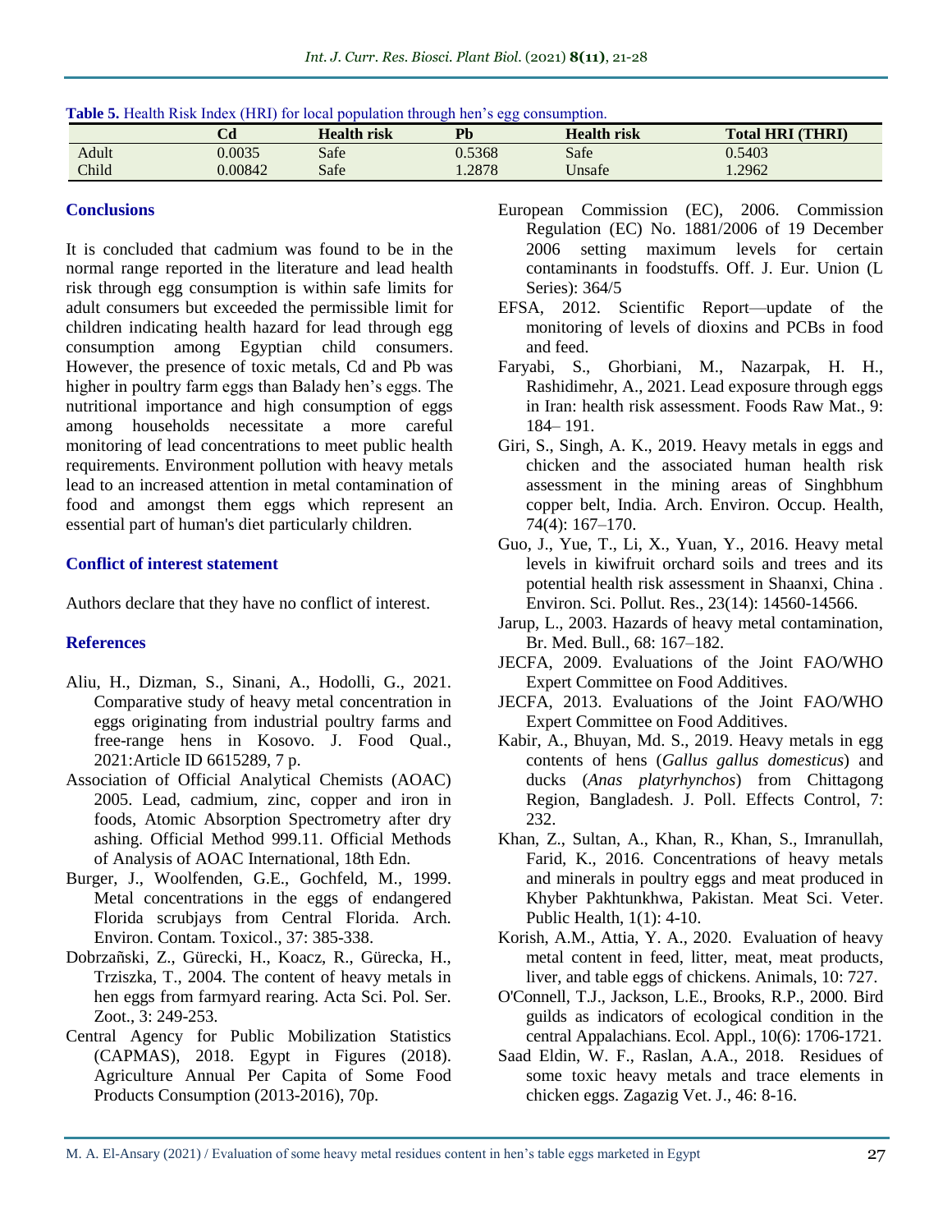**Table 5.** Health Risk Index (HRI) for local population through hen's egg consumption.

| | Cd | Health risk | Pb | Health risk | Total HRI (THRI) |
|---|---|---|---|---|---|
| Adult | 0.0035 | Safe | 0.5368 | Safe | 0.5403 |
| Child | 0.00842 | Safe | 1.2878 | Unsafe | 1.2962 |

## Conclusions

It is concluded that cadmium was found to be in the normal range reported in the literature and lead health risk through egg consumption is within safe limits for adult consumers but exceeded the permissible limit for children indicating health hazard for lead through egg consumption among Egyptian child consumers. However, the presence of toxic metals, Cd and Pb was higher in poultry farm eggs than Balady hen's eggs. The nutritional importance and high consumption of eggs among households necessitate a more careful monitoring of lead concentrations to meet public health requirements. Environment pollution with heavy metals lead to an increased attention in metal contamination of food and amongst them eggs which represent an essential part of human's diet particularly children.

## Conflict of interest statement

Authors declare that they have no conflict of interest.

## References

- Aliu, H., Dizman, S., Sinani, A., Hodolli, G., 2021. Comparative study of heavy metal concentration in eggs originating from industrial poultry farms and free-range hens in Kosovo. J. Food Qual., 2021:Article ID 6615289, 7 p.
- Association of Official Analytical Chemists (AOAC) 2005. Lead, cadmium, zinc, copper and iron in foods, Atomic Absorption Spectrometry after dry ashing. Official Method 999.11. Official Methods of Analysis of AOAC International, 18th Edn.
- Burger, J., Woolfenden, G.E., Gochfeld, M., 1999. Metal concentrations in the eggs of endangered Florida scrubjays from Central Florida. Arch. Environ. Contam. Toxicol., 37: 385-338.
- Dobrzañski, Z., Gürecki, H., Koacz, R., Gürecka, H., Trziszka, T., 2004. The content of heavy metals in hen eggs from farmyard rearing. Acta Sci. Pol. Ser. Zoot., 3: 249-253.
- Central Agency for Public Mobilization Statistics (CAPMAS), 2018. Egypt in Figures (2018). Agriculture Annual Per Capita of Some Food Products Consumption (2013-2016), 70p.
- European Commission (EC), 2006. Commission Regulation (EC) No. 1881/2006 of 19 December 2006 setting maximum levels for certain contaminants in foodstuffs. Off. J. Eur. Union (L Series): 364/5
- EFSA, 2012. Scientific Report—update of the monitoring of levels of dioxins and PCBs in food and feed.
- Faryabi, S., Ghorbiani, M., Nazarpak, H. H., Rashidimehr, A., 2021. Lead exposure through eggs in Iran: health risk assessment. Foods Raw Mat., 9: 184– 191.
- Giri, S., Singh, A. K., 2019. Heavy metals in eggs and chicken and the associated human health risk assessment in the mining areas of Singhbhum copper belt, India. Arch. Environ. Occup. Health, 74(4): 167–170.
- Guo, J., Yue, T., Li, X., Yuan, Y., 2016. Heavy metal levels in kiwifruit orchard soils and trees and its potential health risk assessment in Shaanxi, China . Environ. Sci. Pollut. Res., 23(14): 14560-14566.
- Jarup, L., 2003. Hazards of heavy metal contamination, Br. Med. Bull., 68: 167–182.
- JECFA, 2009. Evaluations of the Joint FAO/WHO Expert Committee on Food Additives.
- JECFA, 2013. Evaluations of the Joint FAO/WHO Expert Committee on Food Additives.
- Kabir, A., Bhuyan, Md. S., 2019. Heavy metals in egg contents of hens (*Gallus gallus domesticus*) and ducks (*Anas platyrhynchos*) from Chittagong Region, Bangladesh. J. Poll. Effects Control, 7: 232.
- Khan, Z., Sultan, A., Khan, R., Khan, S., Imranullah, Farid, K., 2016. Concentrations of heavy metals and minerals in poultry eggs and meat produced in Khyber Pakhtunkhwa, Pakistan. Meat Sci. Veter. Public Health, 1(1): 4-10.
- Korish, A.M., Attia, Y. A., 2020. Evaluation of heavy metal content in feed, litter, meat, meat products, liver, and table eggs of chickens. Animals, 10: 727.
- O'Connell, T.J., Jackson, L.E., Brooks, R.P., 2000. Bird guilds as indicators of ecological condition in the central Appalachians. Ecol. Appl., 10(6): 1706-1721.
- Saad Eldin, W. F., Raslan, A.A., 2018. Residues of some toxic heavy metals and trace elements in chicken eggs. Zagazig Vet. J., 46: 8-16.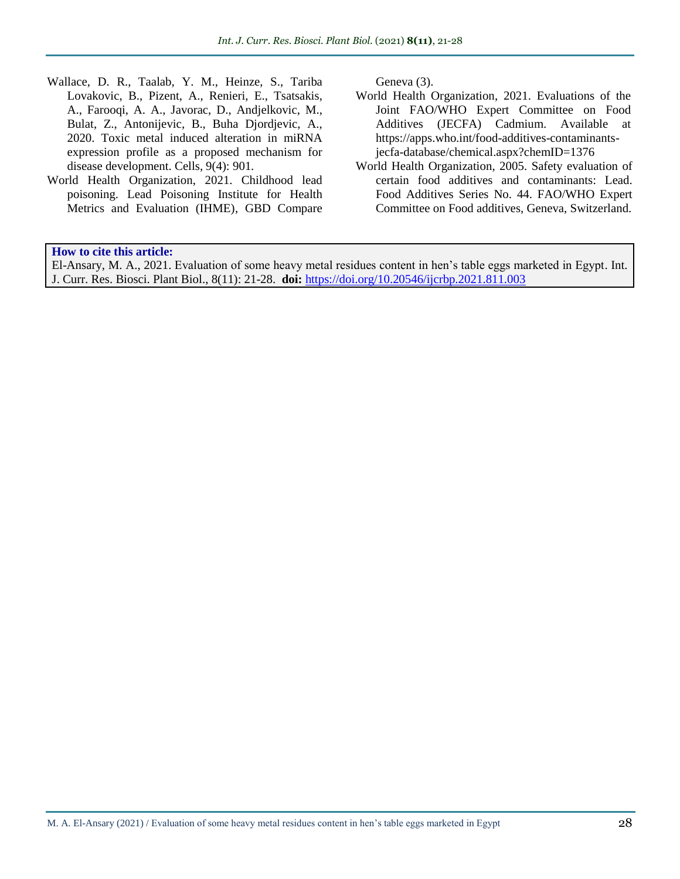Wallace, D. R., Taalab, Y. M., Heinze, S., Tariba Lovakovic, B., Pizent, A., Renieri, E., Tsatsakis, A., Farooqi, A. A., Javorac, D., Andjelkovic, M., Bulat, Z., Antonijevic, B., Buha Djordjevic, A., 2020. Toxic metal induced alteration in miRNA expression profile as a proposed mechanism for disease development. Cells, 9(4): 901.

World Health Organization, 2021. Childhood lead poisoning. Lead Poisoning Institute for Health Metrics and Evaluation (IHME), GBD Compare Geneva (3).

World Health Organization, 2021. Evaluations of the Joint FAO/WHO Expert Committee on Food Additives (JECFA) Cadmium. Available at https://apps.who.int/food-additives-contaminants-jecfa-database/chemical.aspx?chemID=1376

World Health Organization, 2005. Safety evaluation of certain food additives and contaminants: Lead. Food Additives Series No. 44. FAO/WHO Expert Committee on Food additives, Geneva, Switzerland.

**How to cite this article:**

El-Ansary, M. A., 2021. Evaluation of some heavy metal residues content in hen's table eggs marketed in Egypt. Int. J. Curr. Res. Biosci. Plant Biol., 8(11): 21-28. **doi:** https://doi.org/10.20546/ijcrbp.2021.811.003